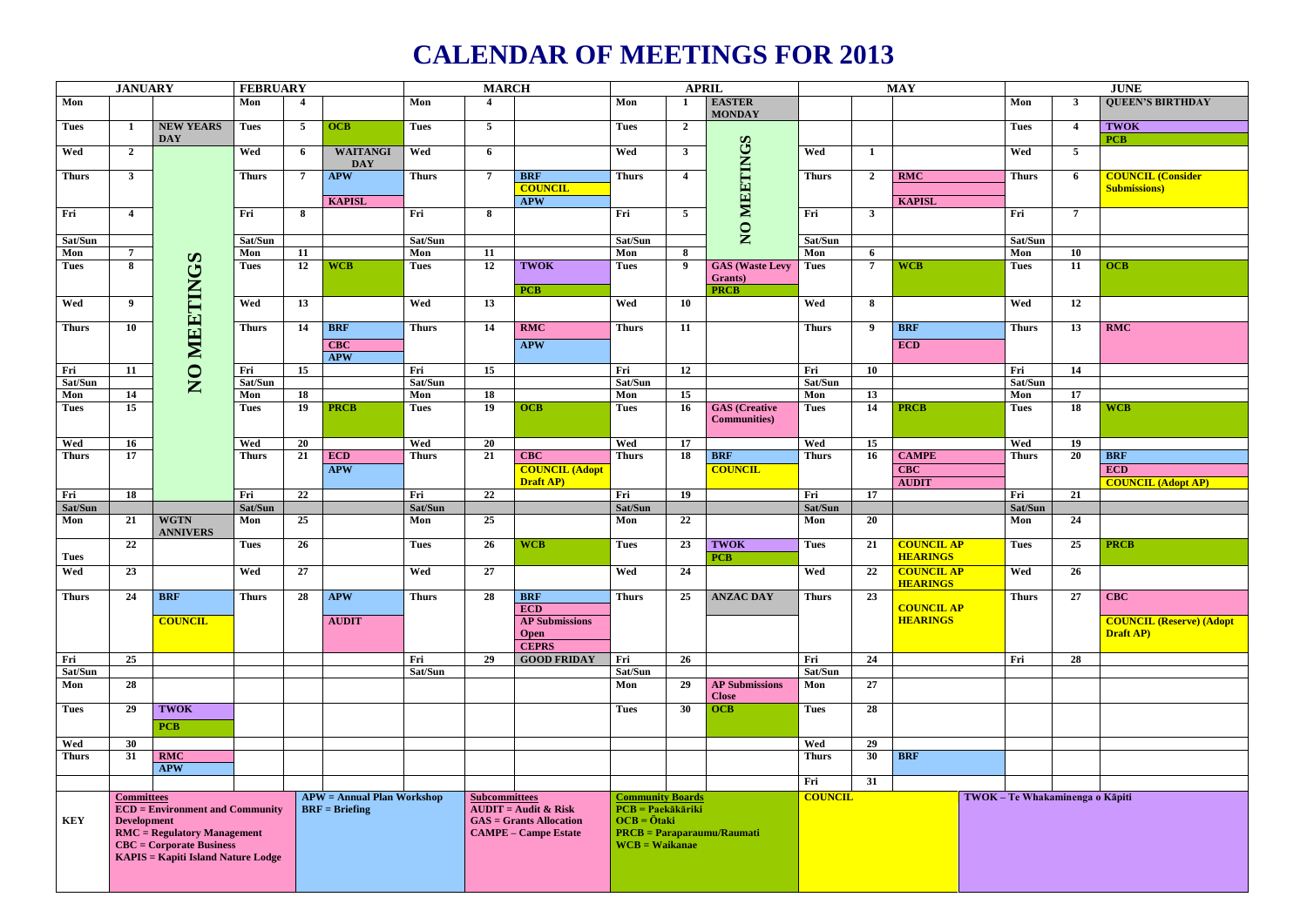# CALENDAR OF MEETINGS FOR 2013

| JANUARY | | | FEBRUARY | | | MARCH | | | APRIL | | | MAY | | | JUNE | | |
|---|---|---|---|---|---|---|---|---|---|---|---|---|---|---|---|---|---|
| Mon | | | Mon | 4 | | Mon | 4 | | Mon | 1 | EASTER MONDAY | | | | Mon | 3 | QUEEN'S BIRTHDAY |
| Tues | 1 | NEW YEARS DAY | Tues | 5 | OCB | Tues | 5 | | Tues | 2 | NO MEETINGS | | | | Tues | 4 | TWOK PCB |
| Wed | 2 | NO MEETINGS | Wed | 6 | WAITANGI DAY | Wed | 6 | | Wed | 3 | | Wed | 1 | | Wed | 5 | |
| Thurs | 3 | | Thurs | 7 | APW KAPISL | Thurs | 7 | BRF COUNCIL APW | Thurs | 4 | | Thurs | 2 | RMC KAPISL | Thurs | 6 | COUNCIL (Consider Submissions) |
| Fri | 4 | | Fri | 8 | | Fri | 8 | | Fri | 5 | | Fri | 3 | | Fri | 7 | |
| Sat/Sun | | | Sat/Sun | | | Sat/Sun | | | Sat/Sun | | | Sat/Sun | | | Sat/Sun | | |
| Mon | 7 | | Mon | 11 | | Mon | 11 | | Mon | 8 | | Mon | 6 | | Mon | 10 | |
| Tues | 8 | | Tues | 12 | WCB | Tues | 12 | TWOK PCB | Tues | 9 | GAS (Waste Levy Grants) PRCB | Tues | 7 | WCB | Tues | 11 | OCB |
| Wed | 9 | | Wed | 13 | | Wed | 13 | | Wed | 10 | | Wed | 8 | | Wed | 12 | |
| Thurs | 10 | | Thurs | 14 | BRF CBC APW | Thurs | 14 | RMC APW | Thurs | 11 | | Thurs | 9 | BRF ECD | Thurs | 13 | RMC |
| Fri | 11 | | Fri | 15 | | Fri | 15 | | Fri | 12 | | Fri | 10 | | Fri | 14 | |
| Sat/Sun | | | Sat/Sun | | | Sat/Sun | | | Sat/Sun | | | Sat/Sun | | | Sat/Sun | | |
| Mon | 14 | | Mon | 18 | | Mon | 18 | | Mon | 15 | | Mon | 13 | | Mon | 17 | |
| Tues | 15 | | Tues | 19 | PRCB | Tues | 19 | OCB | Tues | 16 | GAS (Creative Communities) | Tues | 14 | PRCB | Tues | 18 | WCB |
| Wed | 16 | | Wed | 20 | | Wed | 20 | | Wed | 17 | | Wed | 15 | | Wed | 19 | |
| Thurs | 17 | | Thurs | 21 | ECD APW | Thurs | 21 | CBC COUNCIL (Adopt Draft AP) | Thurs | 18 | BRF COUNCIL | Thurs | 16 | CAMPE CBC AUDIT | Thurs | 20 | BRF ECD COUNCIL (Adopt AP) |
| Fri | 18 | | Fri | 22 | | Fri | 22 | | Fri | 19 | | Fri | 17 | | Fri | 21 | |
| Sat/Sun | | | Sat/Sun | | | Sat/Sun | | | Sat/Sun | | | Sat/Sun | | | Sat/Sun | | |
| Mon | 21 | WGTN ANNIVERS | Mon | 25 | | Mon | 25 | | Mon | 22 | | Mon | 20 | | Mon | 24 | |
| Tues | 22 | | Tues | 26 | | Tues | 26 | WCB | Tues | 23 | TWOK PCB | Tues | 21 | COUNCIL AP HEARINGS | Tues | 25 | PRCB |
| Wed | 23 | | Wed | 27 | | Wed | 27 | | Wed | 24 | | Wed | 22 | COUNCIL AP HEARINGS | Wed | 26 | |
| Thurs | 24 | BRF COUNCIL | Thurs | 28 | APW AUDIT | Thurs | 28 | BRF ECD AP Submissions Open CEPRS | Thurs | 25 | ANZAC DAY | Thurs | 23 | COUNCIL AP HEARINGS | Thurs | 27 | CBC COUNCIL (Reserve) (Adopt Draft AP) |
| Fri | 25 | | | | | Fri | 29 | GOOD FRIDAY | Fri | 26 | | Fri | 24 | | Fri | 28 | |
| Sat/Sun | | | | | | Sat/Sun | | | Sat/Sun | | | Sat/Sun | | | | | |
| Mon | 28 | | | | | | | | Mon | 29 | AP Submissions Close | Mon | 27 | | | | |
| Tues | 29 | TWOK PCB | | | | | | | Tues | 30 | OCB | Tues | 28 | | | | |
| Wed | 30 | | | | | | | | | | | Wed | 29 | | | | |
| Thurs | 31 | RMC APW | | | | | | | | | | Thurs | 30 | BRF | | | |
| | | | | | | | | | | | | Fri | 31 | | | | |

**KEY**

**Committees**
- ECD = Environment and Community Development
- RMC = Regulatory Management
- CBC = Corporate Business
- KAPIS = Kapiti Island Nature Lodge

**APW = Annual Plan Workshop**
**BRF = Briefing**

**Subcommittees**
- AUDIT = Audit & Risk
- GAS = Grants Allocation
- CAMPE – Campe Estate

**Community Boards**
- PCB = Paekākāriki
- OCB = Ōtaki
- PRCB = Paraparaumu/Raumati
- WCB = Waikanae

**COUNCIL**

**TWOK – Te Whakaminenga o Kāpiti**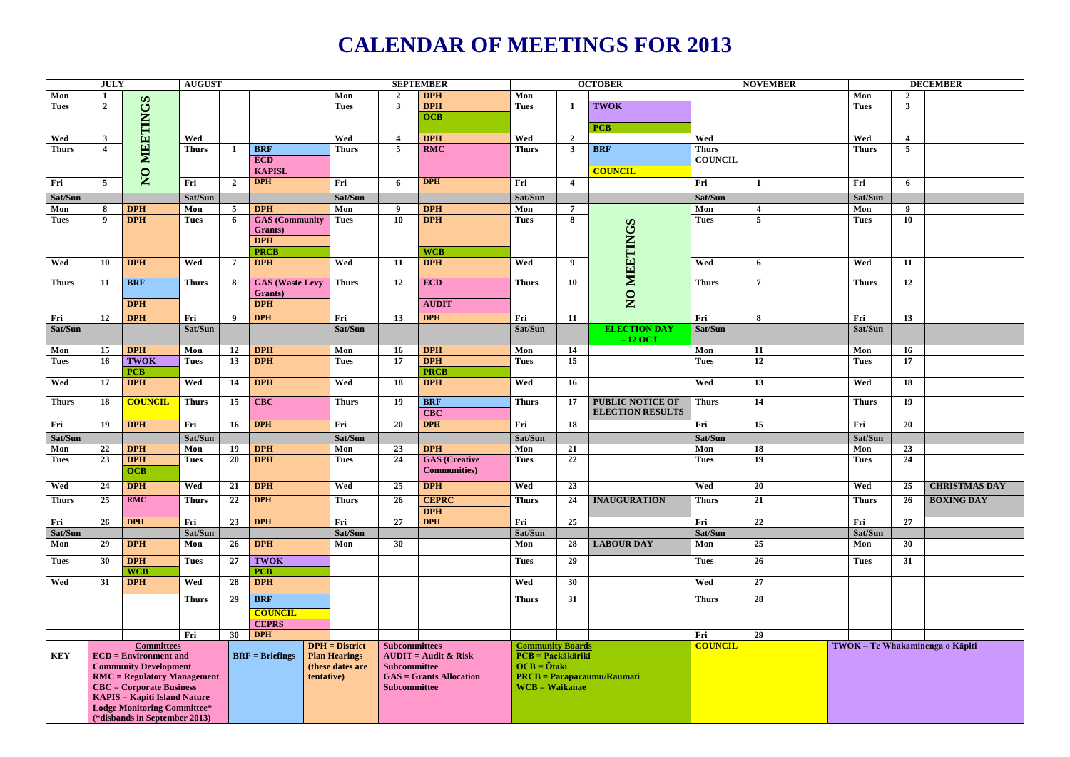# CALENDAR OF MEETINGS FOR 2013

| JULY | | | AUGUST | | | SEPTEMBER | | | OCTOBER | | | NOVEMBER | | | DECEMBER | | |
|---|---|---|---|---|---|---|---|---|---|---|---|---|---|---|---|---|---|
| Mon | 1 | NO MEETINGS | | | | Mon | 2 | DPH | Mon | | | | | | Mon | 2 | |
| Tues | 2 | | | | | Tues | 3 | DPH OCB | Tues | 1 | TWOK PCB | | | | Tues | 3 | |
| Wed | 3 | | Wed | | | Wed | 4 | DPH | Wed | 2 | | Wed | | | Wed | 4 | |
| Thurs | 4 | | Thurs | 1 | BRF ECD KAPISL | Thurs | 5 | RMC | Thurs | 3 | BRF COUNCIL | Thurs COUNCIL | | | Thurs | 5 | |
| Fri | 5 | | Fri | 2 | DPH | Fri | 6 | DPH | Fri | 4 | | Fri | 1 | | Fri | 6 | |
| Sat/Sun | | | Sat/Sun | | | Sat/Sun | | | Sat/Sun | | | Sat/Sun | | | Sat/Sun | | |
| Mon | 8 | DPH | Mon | 5 | DPH | Mon | 9 | DPH | Mon | 7 | NO MEETINGS | Mon | 4 | | Mon | 9 | |
| Tues | 9 | DPH | Tues | 6 | GAS (Community Grants) DPH PRCB | Tues | 10 | DPH WCB | Tues | 8 | | Tues | 5 | | Tues | 10 | |
| Wed | 10 | DPH | Wed | 7 | DPH | Wed | 11 | DPH | Wed | 9 | | Wed | 6 | | Wed | 11 | |
| Thurs | 11 | BRF DPH | Thurs | 8 | GAS (Waste Levy Grants) DPH | Thurs | 12 | ECD AUDIT | Thurs | 10 | | Thurs | 7 | | Thurs | 12 | |
| Fri | 12 | DPH | Fri | 9 | DPH | Fri | 13 | DPH | Fri | 11 | | Fri | 8 | | Fri | 13 | |
| Sat/Sun | | | Sat/Sun | | | Sat/Sun | | | Sat/Sun | | ELECTION DAY – 12 OCT | Sat/Sun | | | Sat/Sun | | |
| Mon | 15 | DPH | Mon | 12 | DPH | Mon | 16 | DPH | Mon | 14 | | Mon | 11 | | Mon | 16 | |
| Tues | 16 | TWOK PCB | Tues | 13 | DPH | Tues | 17 | DPH PRCB | Tues | 15 | | Tues | 12 | | Tues | 17 | |
| Wed | 17 | DPH | Wed | 14 | DPH | Wed | 18 | DPH | Wed | 16 | | Wed | 13 | | Wed | 18 | |
| Thurs | 18 | COUNCIL | Thurs | 15 | CBC | Thurs | 19 | BRF CBC | Thurs | 17 | PUBLIC NOTICE OF ELECTION RESULTS | Thurs | 14 | | Thurs | 19 | |
| Fri | 19 | DPH | Fri | 16 | DPH | Fri | 20 | DPH | Fri | 18 | | Fri | 15 | | Fri | 20 | |
| Sat/Sun | | | Sat/Sun | | | Sat/Sun | | | Sat/Sun | | | Sat/Sun | | | Sat/Sun | | |
| Mon | 22 | DPH | Mon | 19 | DPH | Mon | 23 | DPH | Mon | 21 | | Mon | 18 | | Mon | 23 | |
| Tues | 23 | DPH OCB | Tues | 20 | DPH | Tues | 24 | GAS (Creative Communities) | Tues | 22 | | Tues | 19 | | Tues | 24 | |
| Wed | 24 | DPH | Wed | 21 | DPH | Wed | 25 | DPH | Wed | 23 | | Wed | 20 | | Wed | 25 | CHRISTMAS DAY |
| Thurs | 25 | RMC | Thurs | 22 | DPH | Thurs | 26 | CEPRC DPH | Thurs | 24 | INAUGURATION | Thurs | 21 | | Thurs | 26 | BOXING DAY |
| Fri | 26 | DPH | Fri | 23 | DPH | Fri | 27 | DPH | Fri | 25 | | Fri | 22 | | Fri | 27 | |
| Sat/Sun | | | Sat/Sun | | | Sat/Sun | | | Sat/Sun | | | Sat/Sun | | | Sat/Sun | | |
| Mon | 29 | DPH | Mon | 26 | DPH | Mon | 30 | | Mon | 28 | LABOUR DAY | Mon | 25 | | Mon | 30 | |
| Tues | 30 | DPH WCB | Tues | 27 | TWOK PCB | | | | Tues | 29 | | Tues | 26 | | Tues | 31 | |
| Wed | 31 | DPH | Wed | 28 | DPH | | | | Wed | 30 | | Wed | 27 | | | | |
| | | | Thurs | 29 | BRF COUNCIL CEPRS | | | | Thurs | 31 | | Thurs | 28 | | | | |
| | | | Fri | 30 | DPH | | | | | | | Fri | 29 | | | | |

**KEY**

**Committees**
- ECD = Environment and Community Development
- RMC = Regulatory Management
- CBC = Corporate Business
- KAPIS = Kapiti Island Nature Lodge Monitoring Committee* (*disbands in September 2013)

**BRF = Briefings**

**DPH = District Plan Hearings** (these dates are tentative)

**Subcommittees**
- AUDIT = Audit & Risk Subcommittee
- GAS = Grants Allocation Subcommittee

**Community Boards**
- PCB = Paekākāriki
- OCB = Ōtaki
- PRCB = Paraparaumu/Raumati
- WCB = Waikanae

**COUNCIL**

**TWOK – Te Whakaminenga o Kāpiti**